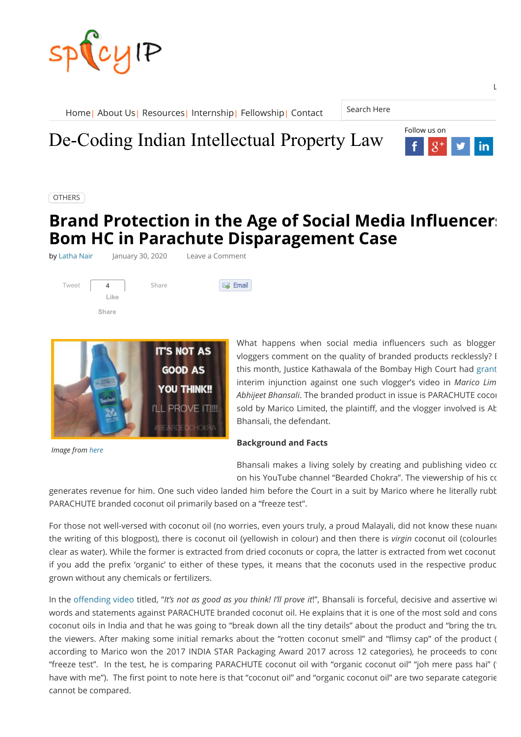De-Coding Indian Intellectual Property Law

OTHERS

# Brand Protection in the Age of Social Media Influencers: Bom HC in Parachute Disparagement Case

by Latha Nair January 30, 2020 Leave a Comment

*Image from here*

What happens when social media influencers such as blogger vloggers comment on the quality of branded products recklessly? this month, Justice Kathawala of the Bombay High Court had grant interim injunction against one such vlogger's video in *Marico Lim Abhijeet Bhansali*. The branded product in issue is PARACHUTE cocon sold by Marico Limited, the plaintiff, and the vlogger involved is Ab Bhansali, the defendant.

**Background and Facts**

Bhansali makes a living solely by creating and publishing video co on his YouTube channel "Bearded Chokra". The viewership of his co generates revenue for him. One such video landed him before the Court in a suit by Marico where he literally rubb PARACHUTE branded coconut oil primarily based on a "freeze test".

For those not well-versed with coconut oil (no worries, even yours truly, a proud Malayali, did not know these nuanc the writing of this blogpost), there is coconut oil (yellowish in colour) and then there is *virgin* coconut oil (colourles clear as water). While the former is extracted from dried coconuts or copra, the latter is extracted from wet coconut if you add the prefix 'organic' to either of these types, it means that the coconuts used in the respective produc grown without any chemicals or fertilizers.

In the offending video titled, "*It's not as good as you think! I'll prove it*!", Bhansali is forceful, decisive and assertive wi words and statements against PARACHUTE branded coconut oil. He explains that it is one of the most sold and cons coconut oils in India and that he was going to "break down all the tiny details" about the product and "bring the tru the viewers. After making some initial remarks about the "rotten coconut smell" and "flimsy cap" of the product ( according to Marico won the 2017 INDIA STAR Packaging Award 2017 across 12 categories), he proceeds to cond "freeze test". In the test, he is comparing PARACHUTE coconut oil with "organic coconut oil" "joh mere pass hai" ( have with me"). The first point to note here is that "coconut oil" and "organic coconut oil" are two separate categorie cannot be compared.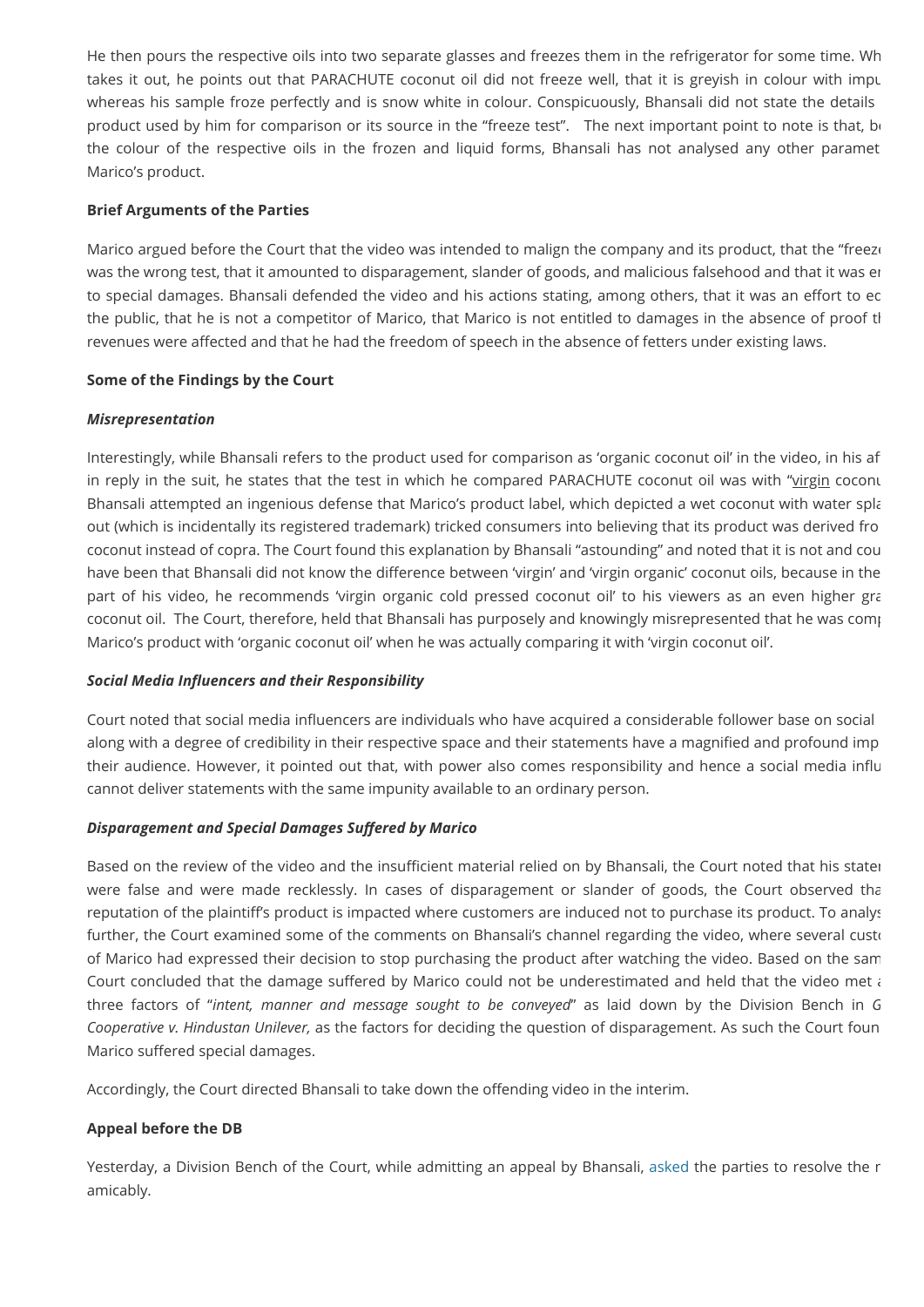He then pours the respective oils into two separate glasses and freezes them in the refrigerator for some time. Wh takes it out, he points out that PARACHUTE coconut oil did not freeze well, that it is greyish in colour with impu whereas his sample froze perfectly and is snow white in colour. Conspicuously, Bhansali did not state the details product used by him for comparison or its source in the "freeze test". The next important point to note is that, b the colour of the respective oils in the frozen and liquid forms, Bhansali has not analysed any other paramet Marico's product.

**Brief Arguments of the Parties**

Marico argued before the Court that the video was intended to malign the company and its product, that the "freez was the wrong test, that it amounted to disparagement, slander of goods, and malicious falsehood and that it was e to special damages. Bhansali defended the video and his actions stating, among others, that it was an effort to ec the public, that he is not a competitor of Marico, that Marico is not entitled to damages in the absence of proof t revenues were affected and that he had the freedom of speech in the absence of fetters under existing laws.

**Some of the Findings by the Court**

***Misrepresentation***

Interestingly, while Bhansali refers to the product used for comparison as 'organic coconut oil' in the video, in his af in reply in the suit, he states that the test in which he compared PARACHUTE coconut oil was with "virgin cocon Bhansali attempted an ingenious defense that Marico's product label, which depicted a wet coconut with water spl out (which is incidentally its registered trademark) tricked consumers into believing that its product was derived fro coconut instead of copra. The Court found this explanation by Bhansali "astounding" and noted that it is not and cou have been that Bhansali did not know the difference between 'virgin' and 'virgin organic' coconut oils, because in the part of his video, he recommends 'virgin organic cold pressed coconut oil' to his viewers as an even higher gr coconut oil. The Court, therefore, held that Bhansali has purposely and knowingly misrepresented that he was com Marico's product with 'organic coconut oil' when he was actually comparing it with 'virgin coconut oil'.

***Social Media Influencers and their Responsibility***

Court noted that social media influencers are individuals who have acquired a considerable follower base on social along with a degree of credibility in their respective space and their statements have a magnified and profound imp their audience. However, it pointed out that, with power also comes responsibility and hence a social media influ cannot deliver statements with the same impunity available to an ordinary person.

***Disparagement and Special Damages Suffered by Marico***

Based on the review of the video and the insufficient material relied on by Bhansali, the Court noted that his state were false and were made recklessly. In cases of disparagement or slander of goods, the Court observed th reputation of the plaintiff's product is impacted where customers are induced not to purchase its product. To analy further, the Court examined some of the comments on Bhansali's channel regarding the video, where several cust of Marico had expressed their decision to stop purchasing the product after watching the video. Based on the sam Court concluded that the damage suffered by Marico could not be underestimated and held that the video met three factors of "*intent, manner and message sought to be conveyed*" as laid down by the Division Bench in *G Cooperative v. Hindustan Unilever,* as the factors for deciding the question of disparagement. As such the Court foun Marico suffered special damages.

Accordingly, the Court directed Bhansali to take down the offending video in the interim.

**Appeal before the DB**

Yesterday, a Division Bench of the Court, while admitting an appeal by Bhansali, asked the parties to resolve the r amicably.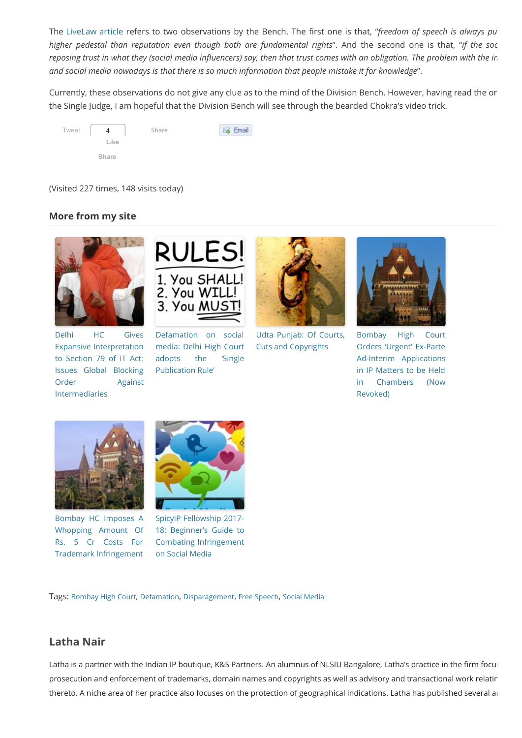The LiveLaw article refers to two observations by the Bench. The first one is that, "*freedom of speech is always pu higher pedestal than reputation even though both are fundamental rights*". And the second one is that, "*if the soc reposing trust in what they (social media influencers) say, then that trust comes with an obligation. The problem with the in and social media nowadays is that there is so much information that people mistake it for knowledge*".

Currently, these observations do not give any clue as to the mind of the Division Bench. However, having read the or the Single Judge, I am hopeful that the Division Bench will see through the bearded Chokra's video trick.

Tweet 4 Like Share Share Email

(Visited 227 times, 148 visits today)

## More from my site

- Delhi HC Gives Expansive Interpretation to Section 79 of IT Act: Issues Global Blocking Order Against Intermediaries
- Defamation on social media: Delhi High Court adopts the 'Single Publication Rule'
- Udta Punjab: Of Courts, Cuts and Copyrights
- Bombay High Court Orders 'Urgent' Ex-Parte Ad-Interim Applications in IP Matters to be Held in Chambers (Now Revoked)
- Bombay HC Imposes A Whopping Amount Of Rs. 5 Cr Costs For Trademark Infringement
- SpicyIP Fellowship 2017-18: Beginner's Guide to Combating Infringement on Social Media

Tags: Bombay High Court, Defamation, Disparagement, Free Speech, Social Media

## Latha Nair

Latha is a partner with the Indian IP boutique, K&S Partners. An alumnus of NLSIU Bangalore, Latha's practice in the firm focu prosecution and enforcement of trademarks, domain names and copyrights as well as advisory and transactional work relatin thereto. A niche area of her practice also focuses on the protection of geographical indications. Latha has published several a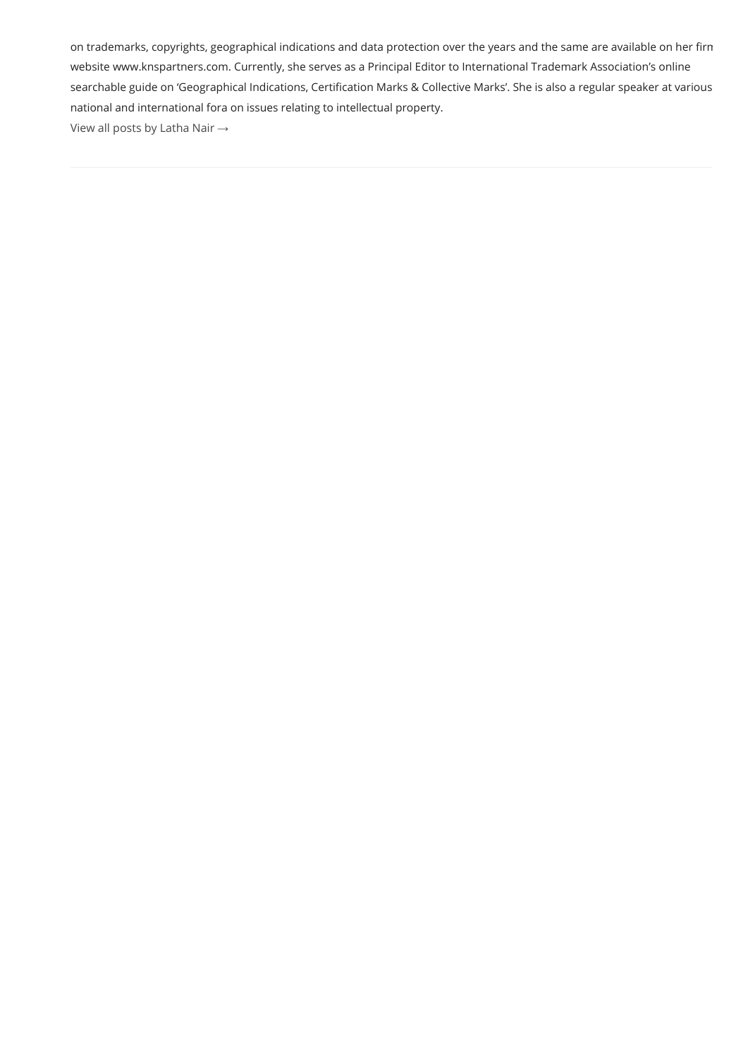on trademarks, copyrights, geographical indications and data protection over the years and the same are available on her firm website www.knspartners.com. Currently, she serves as a Principal Editor to International Trademark Association's online searchable guide on 'Geographical Indications, Certification Marks & Collective Marks'. She is also a regular speaker at various national and international fora on issues relating to intellectual property.

View all posts by Latha Nair →